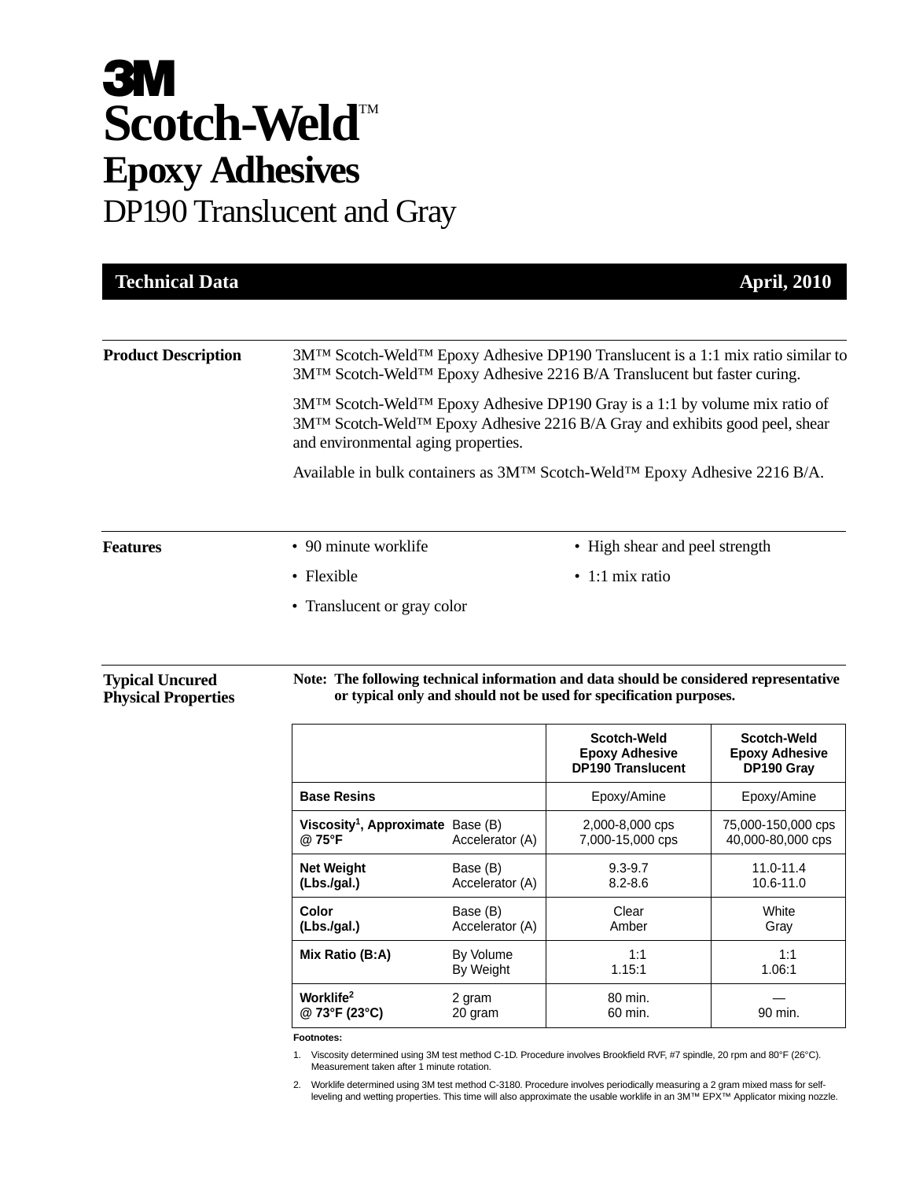# 3M

# Scotch-Weld™

# Epoxy Adhesives

## DP190 Translucent and Gray

**Technical Data** **April, 2010**

---

### Product Description

3M™ Scotch-Weld™ Epoxy Adhesive DP190 Translucent is a 1:1 mix ratio similar to 3M™ Scotch-Weld™ Epoxy Adhesive 2216 B/A Translucent but faster curing.

3M™ Scotch-Weld™ Epoxy Adhesive DP190 Gray is a 1:1 by volume mix ratio of 3M™ Scotch-Weld™ Epoxy Adhesive 2216 B/A Gray and exhibits good peel, shear and environmental aging properties.

Available in bulk containers as 3M™ Scotch-Weld™ Epoxy Adhesive 2216 B/A.

---

### Features

- 90 minute worklife
- Flexible
- Translucent or gray color
- High shear and peel strength
- 1:1 mix ratio

---

### Typical Uncured Physical Properties

**Note: The following technical information and data should be considered representative or typical only and should not be used for specification purposes.**

| | | Scotch-Weld Epoxy Adhesive DP190 Translucent | Scotch-Weld Epoxy Adhesive DP190 Gray |
|---|---|---|---|
| **Base Resins** | | Epoxy/Amine | Epoxy/Amine |
| **Viscosity[1], Approximate @ 75°F** | Base (B)<br>Accelerator (A) | 2,000-8,000 cps<br>7,000-15,000 cps | 75,000-150,000 cps<br>40,000-80,000 cps |
| **Net Weight (Lbs./gal.)** | Base (B)<br>Accelerator (A) | 9.3-9.7<br>8.2-8.6 | 11.0-11.4<br>10.6-11.0 |
| **Color (Lbs./gal.)** | Base (B)<br>Accelerator (A) | Clear<br>Amber | White<br>Gray |
| **Mix Ratio (B:A)** | By Volume<br>By Weight | 1:1<br>1.15:1 | 1:1<br>1.06:1 |
| **Worklife[2] @ 73°F (23°C)** | 2 gram<br>20 gram | 80 min.<br>60 min. | —<br>90 min. |

**Footnotes:**

1. Viscosity determined using 3M test method C-1D. Procedure involves Brookfield RVF, #7 spindle, 20 rpm and 80°F (26°C). Measurement taken after 1 minute rotation.
2. Worklife determined using 3M test method C-3180. Procedure involves periodically measuring a 2 gram mixed mass for self-leveling and wetting properties. This time will also approximate the usable worklife in an 3M™ EPX™ Applicator mixing nozzle.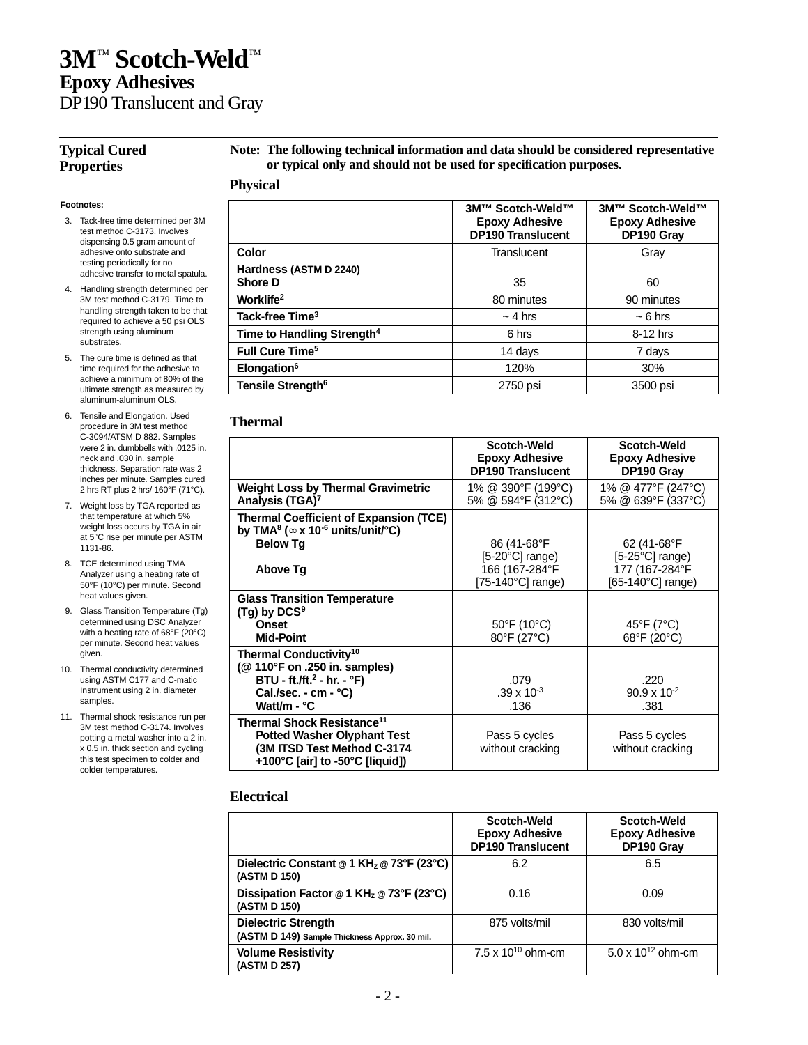# 3M™ Scotch-Weld™
## Epoxy Adhesives
DP190 Translucent and Gray

## Typical Cured Properties

**Note: The following technical information and data should be considered representative or typical only and should not be used for specification purposes.**

### Physical

| | 3M™ Scotch-Weld™ Epoxy Adhesive DP190 Translucent | 3M™ Scotch-Weld™ Epoxy Adhesive DP190 Gray |
|---|---|---|
| **Color** | Translucent | Gray |
| **Hardness (ASTM D 2240) Shore D** | 35 | 60 |
| **Worklife[2]** | 80 minutes | 90 minutes |
| **Tack-free Time[3]** | ~ 4 hrs | ~ 6 hrs |
| **Time to Handling Strength[4]** | 6 hrs | 8-12 hrs |
| **Full Cure Time[5]** | 14 days | 7 days |
| **Elongation[6]** | 120% | 30% |
| **Tensile Strength[6]** | 2750 psi | 3500 psi |

### Thermal

| | Scotch-Weld Epoxy Adhesive DP190 Translucent | Scotch-Weld Epoxy Adhesive DP190 Gray |
|---|---|---|
| **Weight Loss by Thermal Gravimetric Analysis (TGA)[7]** | 1% @ 390°F (199°C)<br>5% @ 594°F (312°C) | 1% @ 477°F (247°C)<br>5% @ 639°F (337°C) |
| **Thermal Coefficient of Expansion (TCE) by TMA[8] ($\infty$ x $10^{-6}$ units/unit/°C)**<br>**Below Tg**<br>**Above Tg** | <br><br>86 (41-68°F [5-20°C] range)<br>166 (167-284°F [75-140°C] range) | <br><br>62 (41-68°F [5-25°C] range)<br>177 (167-284°F [65-140°C] range) |
| **Glass Transition Temperature (Tg) by DCS[9]**<br>**Onset**<br>**Mid-Point** | <br><br>50°F (10°C)<br>80°F (27°C) | <br><br>45°F (7°C)<br>68°F (20°C) |
| **Thermal Conductivity[10] (@ 110°F on .250 in. samples)**<br>**BTU - ft./ft.$^2$ - hr. - °F)**<br>**Cal./sec. - cm - °C)**<br>**Watt/m - °C** | <br><br>.079<br>.39 x $10^{-3}$<br>.136 | <br><br>.220<br>90.9 x $10^{-2}$<br>.381 |
| **Thermal Shock Resistance[11]**<br>**Potted Washer Olyphant Test (3M ITSD Test Method C-3174 +100°C [air] to -50°C [liquid])** | Pass 5 cycles without cracking | Pass 5 cycles without cracking |

### Electrical

| | Scotch-Weld Epoxy Adhesive DP190 Translucent | Scotch-Weld Epoxy Adhesive DP190 Gray |
|---|---|---|
| **Dielectric Constant @ 1 KHz @ 73°F (23°C) (ASTM D 150)** | 6.2 | 6.5 |
| **Dissipation Factor @ 1 KHz @ 73°F (23°C) (ASTM D 150)** | 0.16 | 0.09 |
| **Dielectric Strength (ASTM D 149) Sample Thickness Approx. 30 mil.** | 875 volts/mil | 830 volts/mil |
| **Volume Resistivity (ASTM D 257)** | 7.5 x $10^{10}$ ohm-cm | 5.0 x $10^{12}$ ohm-cm |

**Footnotes:**

3. Tack-free time determined per 3M test method C-3173. Involves dispensing 0.5 gram amount of adhesive onto substrate and testing periodically for no adhesive transfer to metal spatula.
4. Handling strength determined per 3M test method C-3179. Time to handling strength taken to be that required to achieve a 50 psi OLS strength using aluminum substrates.
5. The cure time is defined as that time required for the adhesive to achieve a minimum of 80% of the ultimate strength as measured by aluminum-aluminum OLS.
6. Tensile and Elongation. Used procedure in 3M test method C-3094/ATSM D 882. Samples were 2 in. dumbbells with .0125 in. neck and .030 in. sample thickness. Separation rate was 2 inches per minute. Samples cured 2 hrs RT plus 2 hrs/ 160°F (71°C).
7. Weight loss by TGA reported as that temperature at which 5% weight loss occurs by TGA in air at 5°C rise per minute per ASTM 1131-86.
8. TCE determined using TMA Analyzer using a heating rate of 50°F (10°C) per minute. Second heat values given.
9. Glass Transition Temperature (Tg) determined using DSC Analyzer with a heating rate of 68°F (20°C) per minute. Second heat values given.
10. Thermal conductivity determined using ASTM C177 and C-matic Instrument using 2 in. diameter samples.
11. Thermal shock resistance run per 3M test method C-3174. Involves potting a metal washer into a 2 in. x 0.5 in. thick section and cycling this test specimen to colder and colder temperatures.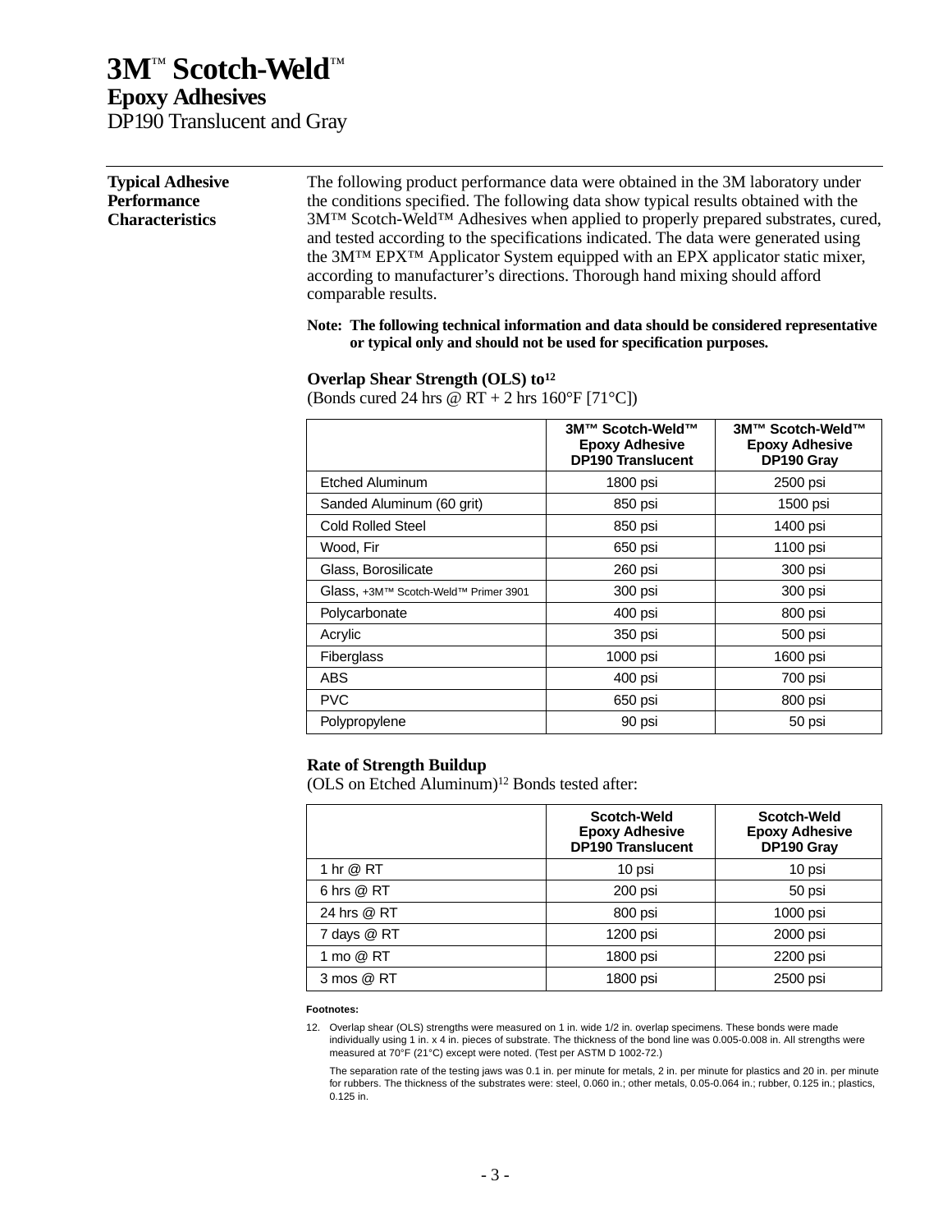# 3M™ Scotch-Weld™

## Epoxy Adhesives

DP190 Translucent and Gray

**Typical Adhesive Performance Characteristics**

The following product performance data were obtained in the 3M laboratory under the conditions specified. The following data show typical results obtained with the 3M™ Scotch-Weld™ Adhesives when applied to properly prepared substrates, cured, and tested according to the specifications indicated. The data were generated using the 3M™ EPX™ Applicator System equipped with an EPX applicator static mixer, according to manufacturer's directions. Thorough hand mixing should afford comparable results.

**Note: The following technical information and data should be considered representative or typical only and should not be used for specification purposes.**

**Overlap Shear Strength (OLS) to[12]**
(Bonds cured 24 hrs @ RT + 2 hrs 160°F [71°C])

| | 3M™ Scotch-Weld™ Epoxy Adhesive DP190 Translucent | 3M™ Scotch-Weld™ Epoxy Adhesive DP190 Gray |
|---|---|---|
| Etched Aluminum | 1800 psi | 2500 psi |
| Sanded Aluminum (60 grit) | 850 psi | 1500 psi |
| Cold Rolled Steel | 850 psi | 1400 psi |
| Wood, Fir | 650 psi | 1100 psi |
| Glass, Borosilicate | 260 psi | 300 psi |
| Glass, +3M™ Scotch-Weld™ Primer 3901 | 300 psi | 300 psi |
| Polycarbonate | 400 psi | 800 psi |
| Acrylic | 350 psi | 500 psi |
| Fiberglass | 1000 psi | 1600 psi |
| ABS | 400 psi | 700 psi |
| PVC | 650 psi | 800 psi |
| Polypropylene | 90 psi | 50 psi |

**Rate of Strength Buildup**
(OLS on Etched Aluminum)[12] Bonds tested after:

| | Scotch-Weld Epoxy Adhesive DP190 Translucent | Scotch-Weld Epoxy Adhesive DP190 Gray |
|---|---|---|
| 1 hr @ RT | 10 psi | 10 psi |
| 6 hrs @ RT | 200 psi | 50 psi |
| 24 hrs @ RT | 800 psi | 1000 psi |
| 7 days @ RT | 1200 psi | 2000 psi |
| 1 mo @ RT | 1800 psi | 2200 psi |
| 3 mos @ RT | 1800 psi | 2500 psi |

**Footnotes:**

12. Overlap shear (OLS) strengths were measured on 1 in. wide 1/2 in. overlap specimens. These bonds were made individually using 1 in. x 4 in. pieces of substrate. The thickness of the bond line was 0.005-0.008 in. All strengths were measured at 70°F (21°C) except were noted. (Test per ASTM D 1002-72.)

    The separation rate of the testing jaws was 0.1 in. per minute for metals, 2 in. per minute for plastics and 20 in. per minute for rubbers. The thickness of the substrates were: steel, 0.060 in.; other metals, 0.05-0.064 in.; rubber, 0.125 in.; plastics, 0.125 in.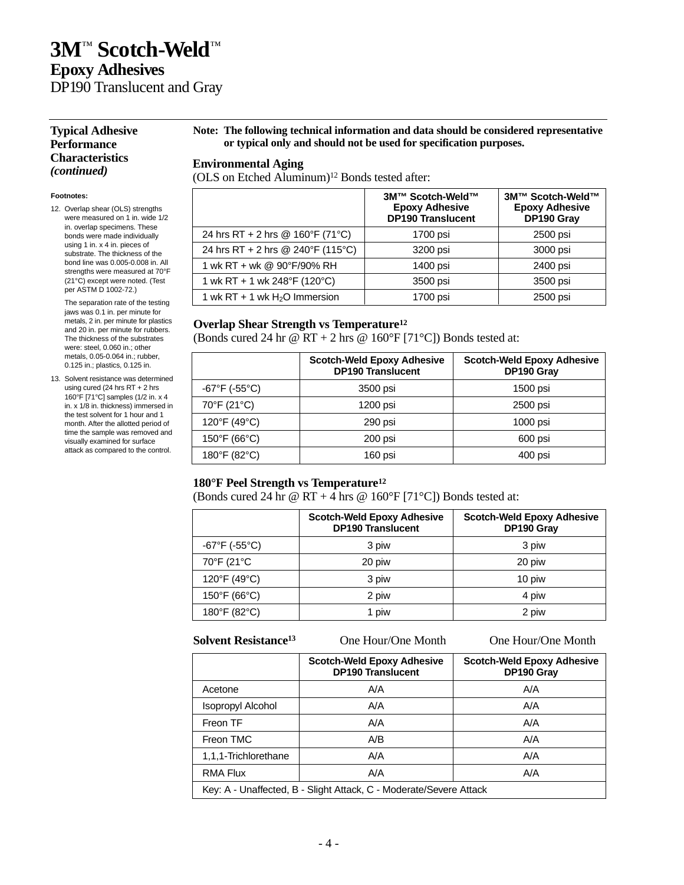# 3M™ Scotch-Weld™

## Epoxy Adhesives

DP190 Translucent and Gray

### Typical Adhesive Performance Characteristics *(continued)*

**Note: The following technical information and data should be considered representative or typical only and should not be used for specification purposes.**

**Environmental Aging**

(OLS on Etched Aluminum)[12] Bonds tested after:

| | 3M™ Scotch-Weld™ Epoxy Adhesive DP190 Translucent | 3M™ Scotch-Weld™ Epoxy Adhesive DP190 Gray |
|---|---|---|
| 24 hrs RT + 2 hrs @ 160°F (71°C) | 1700 psi | 2500 psi |
| 24 hrs RT + 2 hrs @ 240°F (115°C) | 3200 psi | 3000 psi |
| 1 wk RT + wk @ 90°F/90% RH | 1400 psi | 2400 psi |
| 1 wk RT + 1 wk 248°F (120°C) | 3500 psi | 3500 psi |
| 1 wk RT + 1 wk $H_2O$ Immersion | 1700 psi | 2500 psi |

**Overlap Shear Strength vs Temperature**[12]

(Bonds cured 24 hr @ RT + 2 hrs @ 160°F [71°C]) Bonds tested at:

| | Scotch-Weld Epoxy Adhesive DP190 Translucent | Scotch-Weld Epoxy Adhesive DP190 Gray |
|---|---|---|
| -67°F (-55°C) | 3500 psi | 1500 psi |
| 70°F (21°C) | 1200 psi | 2500 psi |
| 120°F (49°C) | 290 psi | 1000 psi |
| 150°F (66°C) | 200 psi | 600 psi |
| 180°F (82°C) | 160 psi | 400 psi |

**180°F Peel Strength vs Temperature**[12]

(Bonds cured 24 hr @ RT + 4 hrs @ 160°F [71°C]) Bonds tested at:

| | Scotch-Weld Epoxy Adhesive DP190 Translucent | Scotch-Weld Epoxy Adhesive DP190 Gray |
|---|---|---|
| -67°F (-55°C) | 3 piw | 3 piw |
| 70°F (21°C | 20 piw | 20 piw |
| 120°F (49°C) | 3 piw | 10 piw |
| 150°F (66°C) | 2 piw | 4 piw |
| 180°F (82°C) | 1 piw | 2 piw |

**Solvent Resistance**[13] One Hour/One Month One Hour/One Month

| | Scotch-Weld Epoxy Adhesive DP190 Translucent | Scotch-Weld Epoxy Adhesive DP190 Gray |
|---|---|---|
| Acetone | A/A | A/A |
| Isopropyl Alcohol | A/A | A/A |
| Freon TF | A/A | A/A |
| Freon TMC | A/B | A/A |
| 1,1,1-Trichlorethane | A/A | A/A |
| RMA Flux | A/A | A/A |
| Key: A - Unaffected, B - Slight Attack, C - Moderate/Severe Attack | | |

**Footnotes:**

12. Overlap shear (OLS) strengths were measured on 1 in. wide 1/2 in. overlap specimens. These bonds were made individually using 1 in. x 4 in. pieces of substrate. The thickness of the bond line was 0.005-0.008 in. All strengths were measured at 70°F (21°C) except were noted. (Test per ASTM D 1002-72.)

    The separation rate of the testing jaws was 0.1 in. per minute for metals, 2 in. per minute for plastics and 20 in. per minute for rubbers. The thickness of the substrates were: steel, 0.060 in.; other metals, 0.05-0.064 in.; rubber, 0.125 in.; plastics, 0.125 in.

13. Solvent resistance was determined using cured (24 hrs RT + 2 hrs 160°F [71°C] samples (1/2 in. x 4 in. x 1/8 in. thickness) immersed in the test solvent for 1 hour and 1 month. After the allotted period of time the sample was removed and visually examined for surface attack as compared to the control.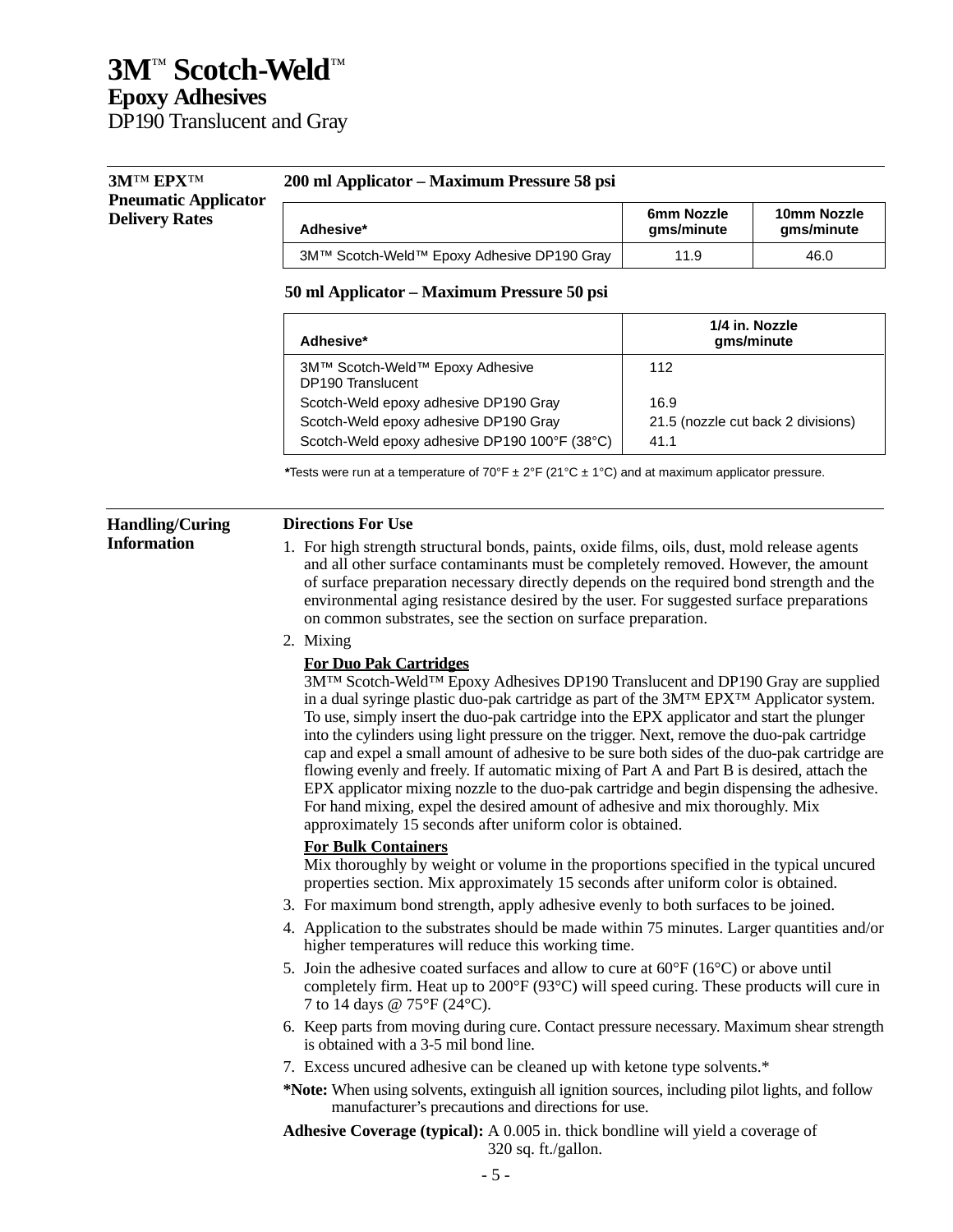# 3M™ Scotch-Weld™

## Epoxy Adhesives

DP190 Translucent and Gray

### 3M™ EPX™ Pneumatic Applicator Delivery Rates

**200 ml Applicator – Maximum Pressure 58 psi**

| Adhesive* | 6mm Nozzle gms/minute | 10mm Nozzle gms/minute |
|---|---|---|
| 3M™ Scotch-Weld™ Epoxy Adhesive DP190 Gray | 11.9 | 46.0 |

**50 ml Applicator – Maximum Pressure 50 psi**

| Adhesive* | 1/4 in. Nozzle gms/minute |
|---|---|
| 3M™ Scotch-Weld™ Epoxy Adhesive DP190 Translucent | 112 |
| Scotch-Weld epoxy adhesive DP190 Gray | 16.9 |
| Scotch-Weld epoxy adhesive DP190 Gray | 21.5 (nozzle cut back 2 divisions) |
| Scotch-Weld epoxy adhesive DP190 100°F (38°C) | 41.1 |

***Tests were run at a temperature of 70°F ± 2°F (21°C ± 1°C) and at maximum applicator pressure.**

### Handling/Curing Information

**Directions For Use**

1. For high strength structural bonds, paints, oxide films, oils, dust, mold release agents and all other surface contaminants must be completely removed. However, the amount of surface preparation necessary directly depends on the required bond strength and the environmental aging resistance desired by the user. For suggested surface preparations on common substrates, see the section on surface preparation.
2. Mixing

   **For Duo Pak Cartridges**
   3M™ Scotch-Weld™ Epoxy Adhesives DP190 Translucent and DP190 Gray are supplied in a dual syringe plastic duo-pak cartridge as part of the 3M™ EPX™ Applicator system. To use, simply insert the duo-pak cartridge into the EPX applicator and start the plunger into the cylinders using light pressure on the trigger. Next, remove the duo-pak cartridge cap and expel a small amount of adhesive to be sure both sides of the duo-pak cartridge are flowing evenly and freely. If automatic mixing of Part A and Part B is desired, attach the EPX applicator mixing nozzle to the duo-pak cartridge and begin dispensing the adhesive. For hand mixing, expel the desired amount of adhesive and mix thoroughly. Mix approximately 15 seconds after uniform color is obtained.

   **For Bulk Containers**
   Mix thoroughly by weight or volume in the proportions specified in the typical uncured properties section. Mix approximately 15 seconds after uniform color is obtained.
3. For maximum bond strength, apply adhesive evenly to both surfaces to be joined.
4. Application to the substrates should be made within 75 minutes. Larger quantities and/or higher temperatures will reduce this working time.
5. Join the adhesive coated surfaces and allow to cure at 60°F (16°C) or above until completely firm. Heat up to 200°F (93°C) will speed curing. These products will cure in 7 to 14 days @ 75°F (24°C).
6. Keep parts from moving during cure. Contact pressure necessary. Maximum shear strength is obtained with a 3-5 mil bond line.
7. Excess uncured adhesive can be cleaned up with ketone type solvents.*

**\*Note:** When using solvents, extinguish all ignition sources, including pilot lights, and follow manufacturer's precautions and directions for use.

**Adhesive Coverage (typical):** A 0.005 in. thick bondline will yield a coverage of 320 sq. ft./gallon.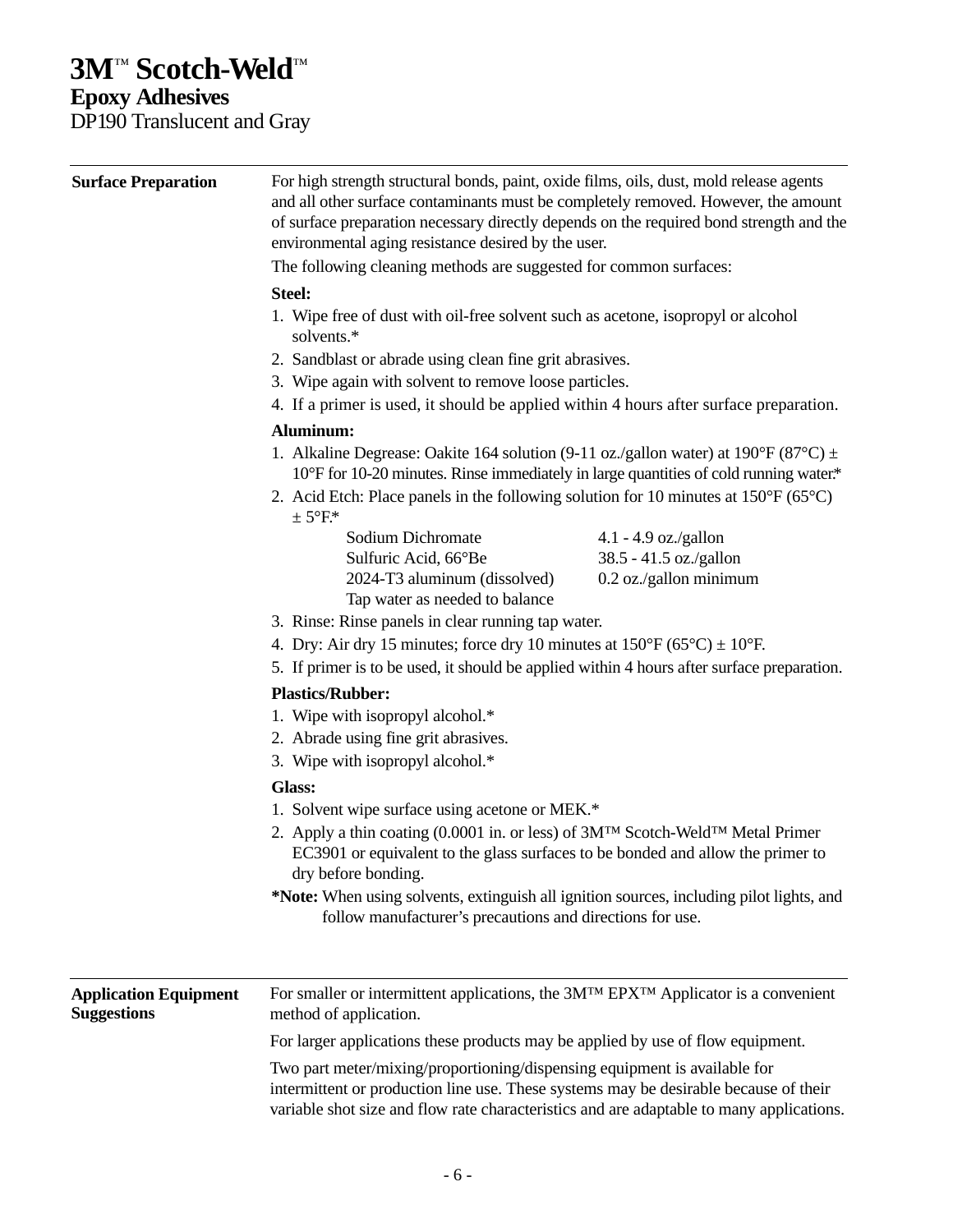# 3M™ Scotch-Weld™

## Epoxy Adhesives

DP190 Translucent and Gray

---

**Surface Preparation**

For high strength structural bonds, paint, oxide films, oils, dust, mold release agents and all other surface contaminants must be completely removed. However, the amount of surface preparation necessary directly depends on the required bond strength and the environmental aging resistance desired by the user.

The following cleaning methods are suggested for common surfaces:

**Steel:**

1. Wipe free of dust with oil-free solvent such as acetone, isopropyl or alcohol solvents.*
2. Sandblast or abrade using clean fine grit abrasives.
3. Wipe again with solvent to remove loose particles.
4. If a primer is used, it should be applied within 4 hours after surface preparation.

**Aluminum:**

1. Alkaline Degrease: Oakite 164 solution (9-11 oz./gallon water) at 190°F (87°C) ± 10°F for 10-20 minutes. Rinse immediately in large quantities of cold running water.*
2. Acid Etch: Place panels in the following solution for 10 minutes at 150°F (65°C) ± 5°F.*

| | |
|---|---|
| Sodium Dichromate | 4.1 - 4.9 oz./gallon |
| Sulfuric Acid, 66°Be | 38.5 - 41.5 oz./gallon |
| 2024-T3 aluminum (dissolved) | 0.2 oz./gallon minimum |
| Tap water as needed to balance | |

3. Rinse: Rinse panels in clear running tap water.
4. Dry: Air dry 15 minutes; force dry 10 minutes at 150°F (65°C) ± 10°F.
5. If primer is to be used, it should be applied within 4 hours after surface preparation.

**Plastics/Rubber:**

1. Wipe with isopropyl alcohol.*
2. Abrade using fine grit abrasives.
3. Wipe with isopropyl alcohol.*

**Glass:**

1. Solvent wipe surface using acetone or MEK.*
2. Apply a thin coating (0.0001 in. or less) of 3M™ Scotch-Weld™ Metal Primer EC3901 or equivalent to the glass surfaces to be bonded and allow the primer to dry before bonding.

***Note:** When using solvents, extinguish all ignition sources, including pilot lights, and follow manufacturer's precautions and directions for use.

---

**Application Equipment Suggestions**

For smaller or intermittent applications, the 3M™ EPX™ Applicator is a convenient method of application.

For larger applications these products may be applied by use of flow equipment.

Two part meter/mixing/proportioning/dispensing equipment is available for intermittent or production line use. These systems may be desirable because of their variable shot size and flow rate characteristics and are adaptable to many applications.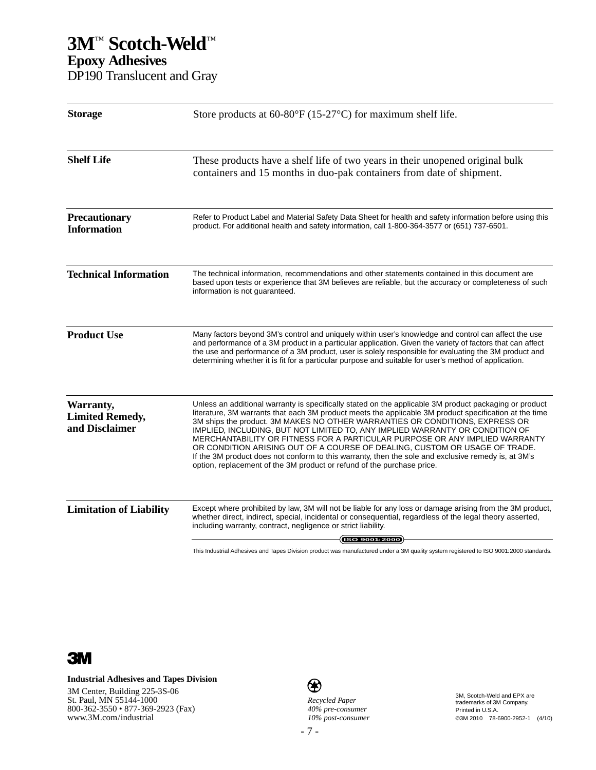# 3M™ Scotch-Weld™

## Epoxy Adhesives

DP190 Translucent and Gray

**Storage**

Store products at 60-80°F (15-27°C) for maximum shelf life.

**Shelf Life**

These products have a shelf life of two years in their unopened original bulk containers and 15 months in duo-pak containers from date of shipment.

**Precautionary Information**

Refer to Product Label and Material Safety Data Sheet for health and safety information before using this product. For additional health and safety information, call 1-800-364-3577 or (651) 737-6501.

**Technical Information**

The technical information, recommendations and other statements contained in this document are based upon tests or experience that 3M believes are reliable, but the accuracy or completeness of such information is not guaranteed.

**Product Use**

Many factors beyond 3M's control and uniquely within user's knowledge and control can affect the use and performance of a 3M product in a particular application. Given the variety of factors that can affect the use and performance of a 3M product, user is solely responsible for evaluating the 3M product and determining whether it is fit for a particular purpose and suitable for user's method of application.

**Warranty, Limited Remedy, and Disclaimer**

Unless an additional warranty is specifically stated on the applicable 3M product packaging or product literature, 3M warrants that each 3M product meets the applicable 3M product specification at the time 3M ships the product. 3M MAKES NO OTHER WARRANTIES OR CONDITIONS, EXPRESS OR IMPLIED, INCLUDING, BUT NOT LIMITED TO, ANY IMPLIED WARRANTY OR CONDITION OF MERCHANTABILITY OR FITNESS FOR A PARTICULAR PURPOSE OR ANY IMPLIED WARRANTY OR CONDITION ARISING OUT OF A COURSE OF DEALING, CUSTOM OR USAGE OF TRADE. If the 3M product does not conform to this warranty, then the sole and exclusive remedy is, at 3M's option, replacement of the 3M product or refund of the purchase price.

**Limitation of Liability**

Except where prohibited by law, 3M will not be liable for any loss or damage arising from the 3M product, whether direct, indirect, special, incidental or consequential, regardless of the legal theory asserted, including warranty, contract, negligence or strict liability.

ISO 9001:2000

This Industrial Adhesives and Tapes Division product was manufactured under a 3M quality system registered to ISO 9001:2000 standards.

3M

**Industrial Adhesives and Tapes Division**

3M Center, Building 225-3S-06
St. Paul, MN 55144-1000
800-362-3550 • 877-369-2923 (Fax)
www.3M.com/industrial

*Recycled Paper*
*40% pre-consumer*
*10% post-consumer*

3M, Scotch-Weld and EPX are trademarks of 3M Company.
Printed in U.S.A.
©3M 2010 78-6900-2952-1 (4/10)